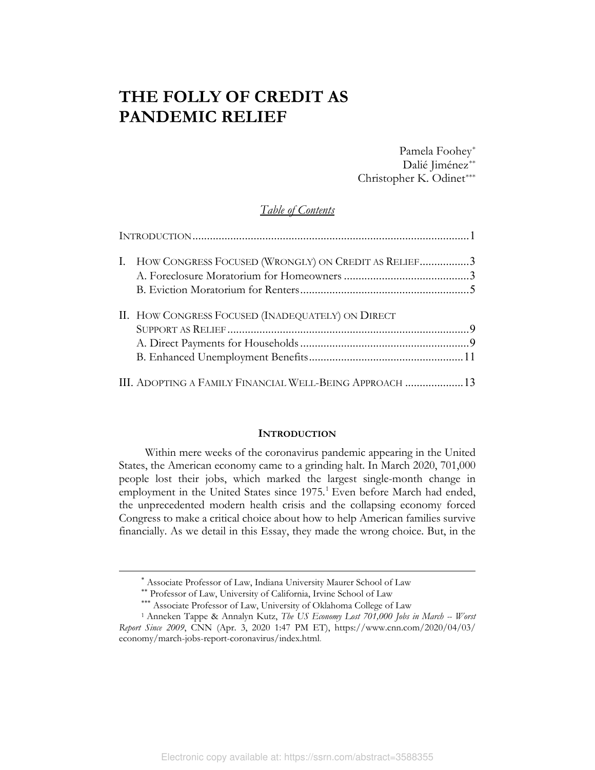# THE FOLLY OF CREDIT AS PANDEMIC RELIEF

Pamela Foohey[*]
Dalié Jiménez[**]
Christopher K. Odinet[***]

*Table of Contents*

INTRODUCTION ............................................................................................ 1

I. HOW CONGRESS FOCUSED (WRONGLY) ON CREDIT AS RELIEF ................ 3
  A. Foreclosure Moratorium for Homeowners ........................................... 3
  B. Eviction Moratorium for Renters .......................................................... 5

II. HOW CONGRESS FOCUSED (INADEQUATELY) ON DIRECT SUPPORT AS RELIEF .................................................................................. 9
  A. Direct Payments for Households .......................................................... 9
  B. Enhanced Unemployment Benefits ..................................................... 11

III. ADOPTING A FAMILY FINANCIAL WELL-BEING APPROACH .................... 13

## INTRODUCTION

Within mere weeks of the coronavirus pandemic appearing in the United States, the American economy came to a grinding halt. In March 2020, 701,000 people lost their jobs, which marked the largest single-month change in employment in the United States since 1975.[1] Even before March had ended, the unprecedented modern health crisis and the collapsing economy forced Congress to make a critical choice about how to help American families survive financially. As we detail in this Essay, they made the wrong choice. But, in the

---

[*] Associate Professor of Law, Indiana University Maurer School of Law

[**] Professor of Law, University of California, Irvine School of Law

[***] Associate Professor of Law, University of Oklahoma College of Law

[1] Anneken Tappe & Annalyn Kutz, *The US Economy Lost 701,000 Jobs in March -- Worst Report Since 2009*, CNN (Apr. 3, 2020 1:47 PM ET), https://www.cnn.com/2020/04/03/economy/march-jobs-report-coronavirus/index.html.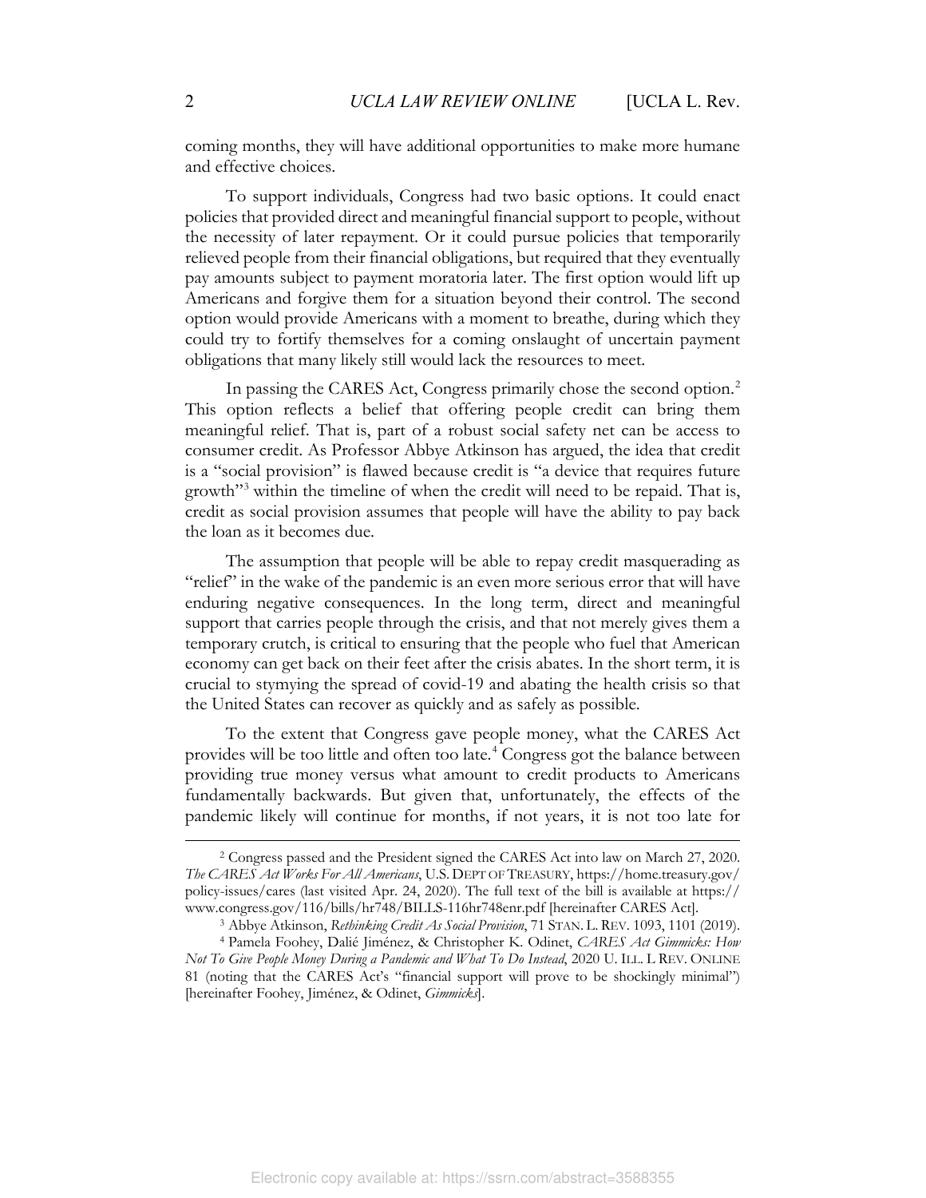coming months, they will have additional opportunities to make more humane and effective choices.

To support individuals, Congress had two basic options. It could enact policies that provided direct and meaningful financial support to people, without the necessity of later repayment. Or it could pursue policies that temporarily relieved people from their financial obligations, but required that they eventually pay amounts subject to payment moratoria later. The first option would lift up Americans and forgive them for a situation beyond their control. The second option would provide Americans with a moment to breathe, during which they could try to fortify themselves for a coming onslaught of uncertain payment obligations that many likely still would lack the resources to meet.

In passing the CARES Act, Congress primarily chose the second option.[2] This option reflects a belief that offering people credit can bring them meaningful relief. That is, part of a robust social safety net can be access to consumer credit. As Professor Abbye Atkinson has argued, the idea that credit is a "social provision" is flawed because credit is "a device that requires future growth"[3] within the timeline of when the credit will need to be repaid. That is, credit as social provision assumes that people will have the ability to pay back the loan as it becomes due.

The assumption that people will be able to repay credit masquerading as "relief" in the wake of the pandemic is an even more serious error that will have enduring negative consequences. In the long term, direct and meaningful support that carries people through the crisis, and that not merely gives them a temporary crutch, is critical to ensuring that the people who fuel that American economy can get back on their feet after the crisis abates. In the short term, it is crucial to stymying the spread of covid-19 and abating the health crisis so that the United States can recover as quickly and as safely as possible.

To the extent that Congress gave people money, what the CARES Act provides will be too little and often too late.[4] Congress got the balance between providing true money versus what amount to credit products to Americans fundamentally backwards. But given that, unfortunately, the effects of the pandemic likely will continue for months, if not years, it is not too late for

---

[2] Congress passed and the President signed the CARES Act into law on March 27, 2020. *The CARES Act Works For All Americans*, U.S. DEPT OF TREASURY, https://home.treasury.gov/policy-issues/cares (last visited Apr. 24, 2020). The full text of the bill is available at https://www.congress.gov/116/bills/hr748/BILLS-116hr748enr.pdf [hereinafter CARES Act].

[3] Abbye Atkinson, *Rethinking Credit As Social Provision*, 71 STAN. L. REV. 1093, 1101 (2019).

[4] Pamela Foohey, Dalié Jiménez, & Christopher K. Odinet, *CARES Act Gimmicks: How Not To Give People Money During a Pandemic and What To Do Instead*, 2020 U. ILL. L REV. ONLINE 81 (noting that the CARES Act's "financial support will prove to be shockingly minimal") [hereinafter Foohey, Jiménez, & Odinet, *Gimmicks*].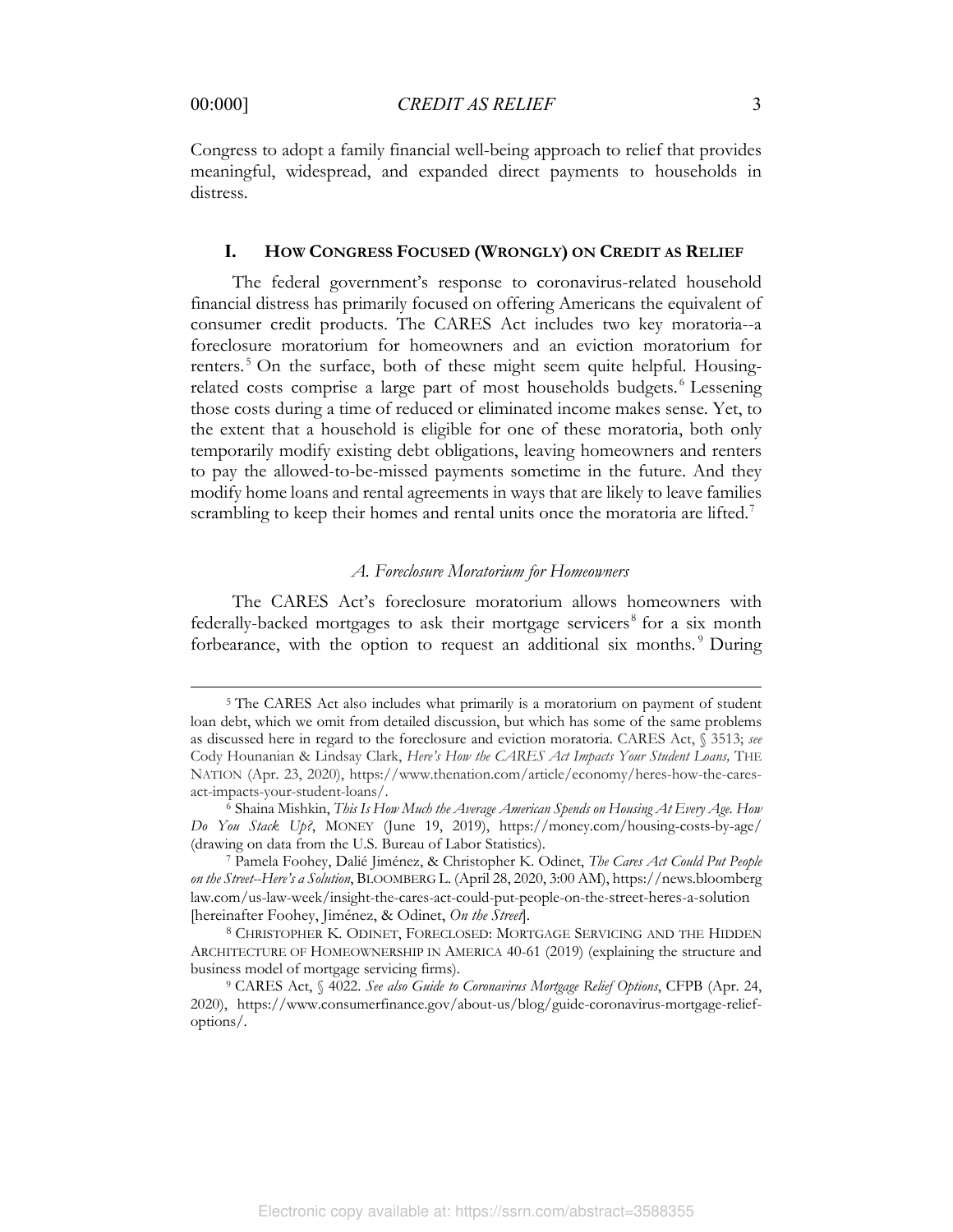Congress to adopt a family financial well-being approach to relief that provides meaningful, widespread, and expanded direct payments to households in distress.

## I. HOW CONGRESS FOCUSED (WRONGLY) ON CREDIT AS RELIEF

The federal government's response to coronavirus-related household financial distress has primarily focused on offering Americans the equivalent of consumer credit products. The CARES Act includes two key moratoria--a foreclosure moratorium for homeowners and an eviction moratorium for renters.[5] On the surface, both of these might seem quite helpful. Housing-related costs comprise a large part of most households budgets.[6] Lessening those costs during a time of reduced or eliminated income makes sense. Yet, to the extent that a household is eligible for one of these moratoria, both only temporarily modify existing debt obligations, leaving homeowners and renters to pay the allowed-to-be-missed payments sometime in the future. And they modify home loans and rental agreements in ways that are likely to leave families scrambling to keep their homes and rental units once the moratoria are lifted.[7]

### *A. Foreclosure Moratorium for Homeowners*

The CARES Act's foreclosure moratorium allows homeowners with federally-backed mortgages to ask their mortgage servicers[8] for a six month forbearance, with the option to request an additional six months.[9] During

---

[5] The CARES Act also includes what primarily is a moratorium on payment of student loan debt, which we omit from detailed discussion, but which has some of the same problems as discussed here in regard to the foreclosure and eviction moratoria. CARES Act, § 3513; *see* Cody Hounanian & Lindsay Clark, *Here's How the CARES Act Impacts Your Student Loans,* THE NATION (Apr. 23, 2020), https://www.thenation.com/article/economy/heres-how-the-cares-act-impacts-your-student-loans/.

[6] Shaina Mishkin, *This Is How Much the Average American Spends on Housing At Every Age. How Do You Stack Up?*, MONEY (June 19, 2019), https://money.com/housing-costs-by-age/ (drawing on data from the U.S. Bureau of Labor Statistics).

[7] Pamela Foohey, Dalié Jiménez, & Christopher K. Odinet, *The Cares Act Could Put People on the Street--Here's a Solution*, BLOOMBERG L. (April 28, 2020, 3:00 AM), https://news.bloomberglaw.com/us-law-week/insight-the-cares-act-could-put-people-on-the-street-heres-a-solution [hereinafter Foohey, Jiménez, & Odinet, *On the Street*].

[8] CHRISTOPHER K. ODINET, FORECLOSED: MORTGAGE SERVICING AND THE HIDDEN ARCHITECTURE OF HOMEOWNERSHIP IN AMERICA 40-61 (2019) (explaining the structure and business model of mortgage servicing firms).

[9] CARES Act, § 4022. *See also Guide to Coronavirus Mortgage Relief Options*, CFPB (Apr. 24, 2020), https://www.consumerfinance.gov/about-us/blog/guide-coronavirus-mortgage-relief-options/.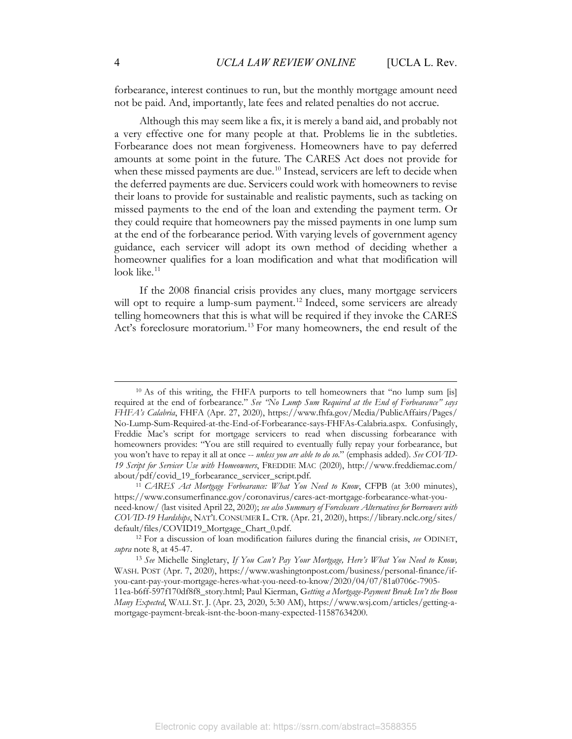forbearance, interest continues to run, but the monthly mortgage amount need not be paid. And, importantly, late fees and related penalties do not accrue.

Although this may seem like a fix, it is merely a band aid, and probably not a very effective one for many people at that. Problems lie in the subtleties. Forbearance does not mean forgiveness. Homeowners have to pay deferred amounts at some point in the future. The CARES Act does not provide for when these missed payments are due.[10] Instead, servicers are left to decide when the deferred payments are due. Servicers could work with homeowners to revise their loans to provide for sustainable and realistic payments, such as tacking on missed payments to the end of the loan and extending the payment term. Or they could require that homeowners pay the missed payments in one lump sum at the end of the forbearance period. With varying levels of government agency guidance, each servicer will adopt its own method of deciding whether a homeowner qualifies for a loan modification and what that modification will look like.[11]

If the 2008 financial crisis provides any clues, many mortgage servicers will opt to require a lump-sum payment.[12] Indeed, some servicers are already telling homeowners that this is what will be required if they invoke the CARES Act's foreclosure moratorium.[13] For many homeowners, the end result of the

---

[10] As of this writing, the FHFA purports to tell homeowners that "no lump sum [is] required at the end of forbearance." *See "No Lump Sum Required at the End of Forbearance" says FHFA's Calabria*, FHFA (Apr. 27, 2020), https://www.fhfa.gov/Media/PublicAffairs/Pages/No-Lump-Sum-Required-at-the-End-of-Forbearance-says-FHFAs-Calabria.aspx. Confusingly, Freddie Mac's script for mortgage servicers to read when discussing forbearance with homeowners provides: "You are still required to eventually fully repay your forbearance, but you won't have to repay it all at once -- *unless you are able to do so*." (emphasis added). *See COVID-19 Script for Servicer Use with Homeowners*, FREDDIE MAC (2020), http://www.freddiemac.com/about/pdf/covid_19_forbearance_servicer_script.pdf.

[11] *CARES Act Mortgage Forbearance: What You Need to Know*, CFPB (at 3:00 minutes), https://www.consumerfinance.gov/coronavirus/cares-act-mortgage-forbearance-what-you-need-know/ (last visited April 22, 2020); *see also Summary of Foreclosure Alternatives for Borrowers with COVID-19 Hardships*, NAT'L CONSUMER L. CTR. (Apr. 21, 2020), https://library.nclc.org/sites/default/files/COVID19_Mortgage_Chart_0.pdf.

[12] For a discussion of loan modification failures during the financial crisis, *see* ODINET, *supra* note 8, at 45-47.

[13] *See* Michelle Singletary, *If You Can't Pay Your Mortgage, Here's What You Need to Know,* WASH. POST (Apr. 7, 2020), https://www.washingtonpost.com/business/personal-finance/if-you-cant-pay-your-mortgage-heres-what-you-need-to-know/2020/04/07/81a0706c-7905-11ea-b6ff-597f170df8f8_story.html; Paul Kierman, *Getting a Mortgage-Payment Break Isn't the Boon Many Expected*, WALL ST. J. (Apr. 23, 2020, 5:30 AM), https://www.wsj.com/articles/getting-a-mortgage-payment-break-isnt-the-boon-many-expected-11587634200.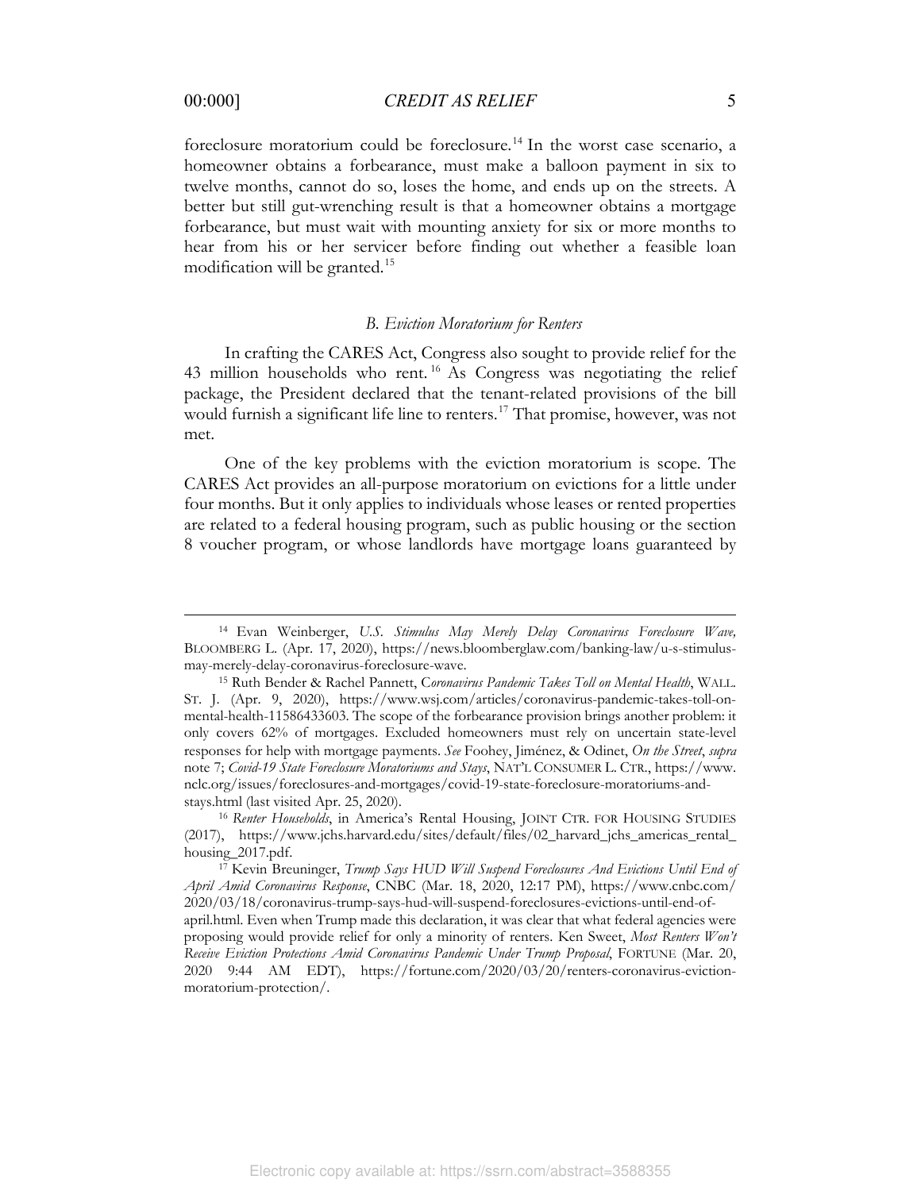foreclosure moratorium could be foreclosure.[14] In the worst case scenario, a homeowner obtains a forbearance, must make a balloon payment in six to twelve months, cannot do so, loses the home, and ends up on the streets. A better but still gut-wrenching result is that a homeowner obtains a mortgage forbearance, but must wait with mounting anxiety for six or more months to hear from his or her servicer before finding out whether a feasible loan modification will be granted.[15]

### *B. Eviction Moratorium for Renters*

In crafting the CARES Act, Congress also sought to provide relief for the 43 million households who rent.[16] As Congress was negotiating the relief package, the President declared that the tenant-related provisions of the bill would furnish a significant life line to renters.[17] That promise, however, was not met.

One of the key problems with the eviction moratorium is scope. The CARES Act provides an all-purpose moratorium on evictions for a little under four months. But it only applies to individuals whose leases or rented properties are related to a federal housing program, such as public housing or the section 8 voucher program, or whose landlords have mortgage loans guaranteed by

---

[14] Evan Weinberger, *U.S. Stimulus May Merely Delay Coronavirus Foreclosure Wave,* BLOOMBERG L. (Apr. 17, 2020), https://news.bloomberglaw.com/banking-law/u-s-stimulus-may-merely-delay-coronavirus-foreclosure-wave.

[15] Ruth Bender & Rachel Pannett, *Coronavirus Pandemic Takes Toll on Mental Health*, WALL. ST. J. (Apr. 9, 2020), https://www.wsj.com/articles/coronavirus-pandemic-takes-toll-on-mental-health-11586433603. The scope of the forbearance provision brings another problem: it only covers 62% of mortgages. Excluded homeowners must rely on uncertain state-level responses for help with mortgage payments. *See* Foohey, Jiménez, & Odinet, *On the Street*, *supra* note 7; *Covid-19 State Foreclosure Moratoriums and Stays*, NAT'L CONSUMER L. CTR., https://www.nclc.org/issues/foreclosures-and-mortgages/covid-19-state-foreclosure-moratoriums-and-stays.html (last visited Apr. 25, 2020).

[16] *Renter Households*, in America's Rental Housing, JOINT CTR. FOR HOUSING STUDIES (2017), https://www.jchs.harvard.edu/sites/default/files/02_harvard_jchs_americas_rental_housing_2017.pdf.

[17] Kevin Breuninger, *Trump Says HUD Will Suspend Foreclosures And Evictions Until End of April Amid Coronavirus Response*, CNBC (Mar. 18, 2020, 12:17 PM), https://www.cnbc.com/2020/03/18/coronavirus-trump-says-hud-will-suspend-foreclosures-evictions-until-end-of-april.html. Even when Trump made this declaration, it was clear that what federal agencies were proposing would provide relief for only a minority of renters. Ken Sweet, *Most Renters Won't Receive Eviction Protections Amid Coronavirus Pandemic Under Trump Proposal*, FORTUNE (Mar. 20, 2020 9:44 AM EDT), https://fortune.com/2020/03/20/renters-coronavirus-eviction-moratorium-protection/.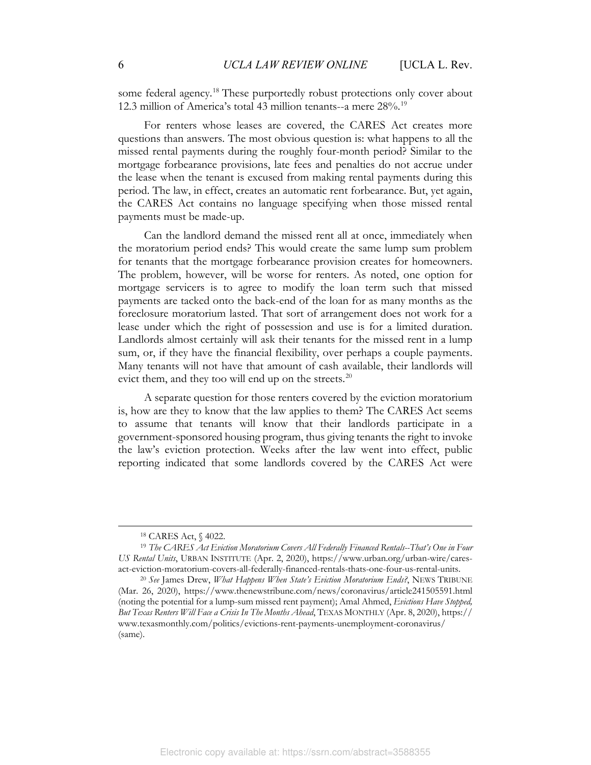some federal agency.[18] These purportedly robust protections only cover about 12.3 million of America's total 43 million tenants--a mere 28%.[19]

For renters whose leases are covered, the CARES Act creates more questions than answers. The most obvious question is: what happens to all the missed rental payments during the roughly four-month period? Similar to the mortgage forbearance provisions, late fees and penalties do not accrue under the lease when the tenant is excused from making rental payments during this period. The law, in effect, creates an automatic rent forbearance. But, yet again, the CARES Act contains no language specifying when those missed rental payments must be made-up.

Can the landlord demand the missed rent all at once, immediately when the moratorium period ends? This would create the same lump sum problem for tenants that the mortgage forbearance provision creates for homeowners. The problem, however, will be worse for renters. As noted, one option for mortgage servicers is to agree to modify the loan term such that missed payments are tacked onto the back-end of the loan for as many months as the foreclosure moratorium lasted. That sort of arrangement does not work for a lease under which the right of possession and use is for a limited duration. Landlords almost certainly will ask their tenants for the missed rent in a lump sum, or, if they have the financial flexibility, over perhaps a couple payments. Many tenants will not have that amount of cash available, their landlords will evict them, and they too will end up on the streets.[20]

A separate question for those renters covered by the eviction moratorium is, how are they to know that the law applies to them? The CARES Act seems to assume that tenants will know that their landlords participate in a government-sponsored housing program, thus giving tenants the right to invoke the law's eviction protection. Weeks after the law went into effect, public reporting indicated that some landlords covered by the CARES Act were

---

[18] CARES Act, § 4022.

[19] *The CARES Act Eviction Moratorium Covers All Federally Financed Rentals--That's One in Four US Rental Units*, URBAN INSTITUTE (Apr. 2, 2020), https://www.urban.org/urban-wire/cares-act-eviction-moratorium-covers-all-federally-financed-rentals-thats-one-four-us-rental-units.

[20] *See* James Drew, *What Happens When State's Eviction Moratorium Ends?*, NEWS TRIBUNE (Mar. 26, 2020), https://www.thenewstribune.com/news/coronavirus/article241505591.html (noting the potential for a lump-sum missed rent payment); Amal Ahmed, *Evictions Have Stopped, But Texas Renters Will Face a Crisis In The Months Ahead*, TEXAS MONTHLY (Apr. 8, 2020), https://www.texasmonthly.com/politics/evictions-rent-payments-unemployment-coronavirus/ (same).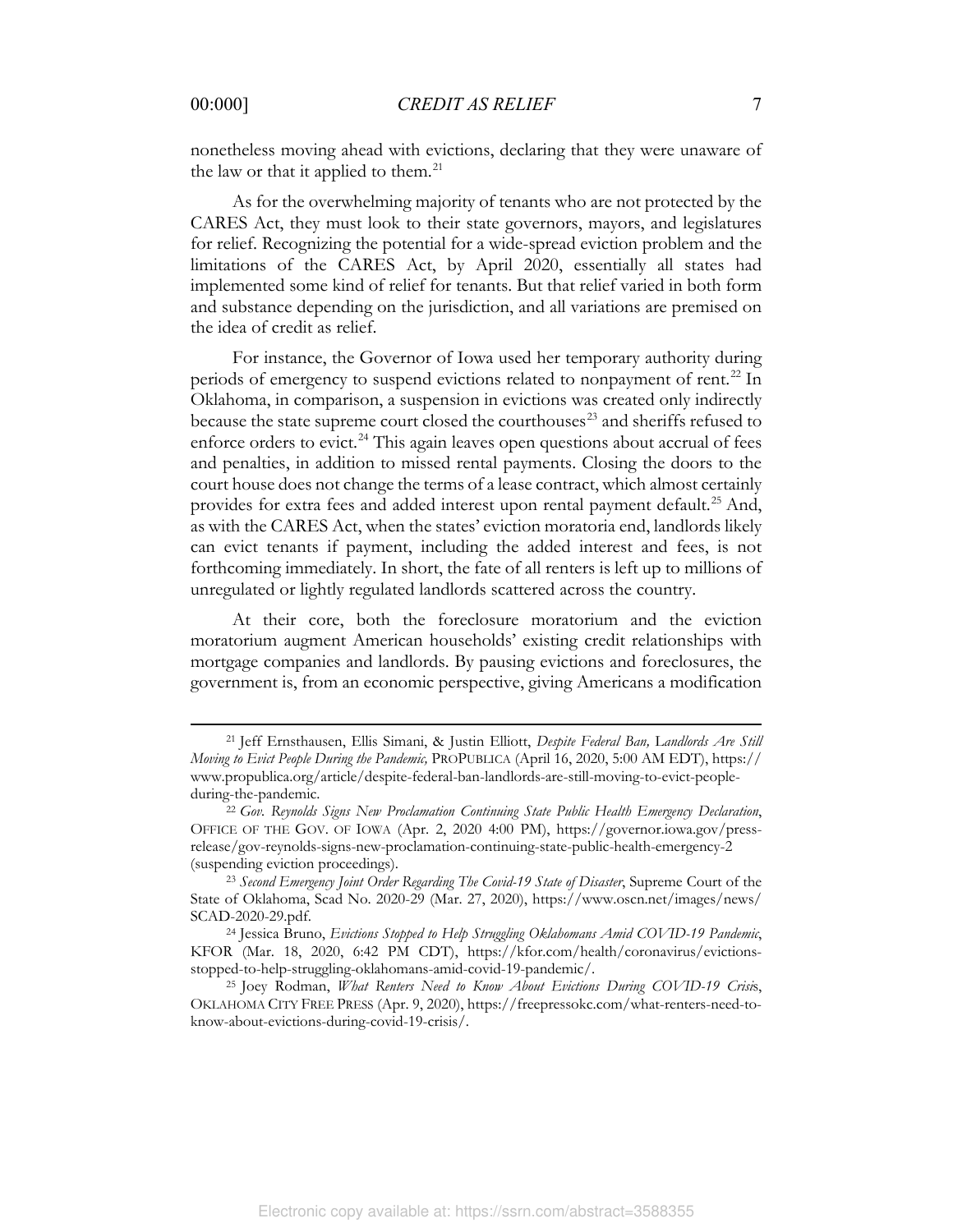nonetheless moving ahead with evictions, declaring that they were unaware of the law or that it applied to them.[21]

As for the overwhelming majority of tenants who are not protected by the CARES Act, they must look to their state governors, mayors, and legislatures for relief. Recognizing the potential for a wide-spread eviction problem and the limitations of the CARES Act, by April 2020, essentially all states had implemented some kind of relief for tenants. But that relief varied in both form and substance depending on the jurisdiction, and all variations are premised on the idea of credit as relief.

For instance, the Governor of Iowa used her temporary authority during periods of emergency to suspend evictions related to nonpayment of rent.[22] In Oklahoma, in comparison, a suspension in evictions was created only indirectly because the state supreme court closed the courthouses[23] and sheriffs refused to enforce orders to evict.[24] This again leaves open questions about accrual of fees and penalties, in addition to missed rental payments. Closing the doors to the court house does not change the terms of a lease contract, which almost certainly provides for extra fees and added interest upon rental payment default.[25] And, as with the CARES Act, when the states' eviction moratoria end, landlords likely can evict tenants if payment, including the added interest and fees, is not forthcoming immediately. In short, the fate of all renters is left up to millions of unregulated or lightly regulated landlords scattered across the country.

At their core, both the foreclosure moratorium and the eviction moratorium augment American households' existing credit relationships with mortgage companies and landlords. By pausing evictions and foreclosures, the government is, from an economic perspective, giving Americans a modification

---

[21] Jeff Ernsthausen, Ellis Simani, & Justin Elliott, *Despite Federal Ban, Landlords Are Still Moving to Evict People During the Pandemic,* PROPUBLICA (April 16, 2020, 5:00 AM EDT), https://www.propublica.org/article/despite-federal-ban-landlords-are-still-moving-to-evict-people-during-the-pandemic.

[22] *Gov. Reynolds Signs New Proclamation Continuing State Public Health Emergency Declaration*, OFFICE OF THE GOV. OF IOWA (Apr. 2, 2020 4:00 PM), https://governor.iowa.gov/press-release/gov-reynolds-signs-new-proclamation-continuing-state-public-health-emergency-2 (suspending eviction proceedings).

[23] *Second Emergency Joint Order Regarding The Covid-19 State of Disaster*, Supreme Court of the State of Oklahoma, Scad No. 2020-29 (Mar. 27, 2020), https://www.oscn.net/images/news/SCAD-2020-29.pdf.

[24] Jessica Bruno, *Evictions Stopped to Help Struggling Oklahomans Amid COVID-19 Pandemic*, KFOR (Mar. 18, 2020, 6:42 PM CDT), https://kfor.com/health/coronavirus/evictions-stopped-to-help-struggling-oklahomans-amid-covid-19-pandemic/.

[25] Joey Rodman, *What Renters Need to Know About Evictions During COVID-19 Crisis*, OKLAHOMA CITY FREE PRESS (Apr. 9, 2020), https://freepressokc.com/what-renters-need-to-know-about-evictions-during-covid-19-crisis/.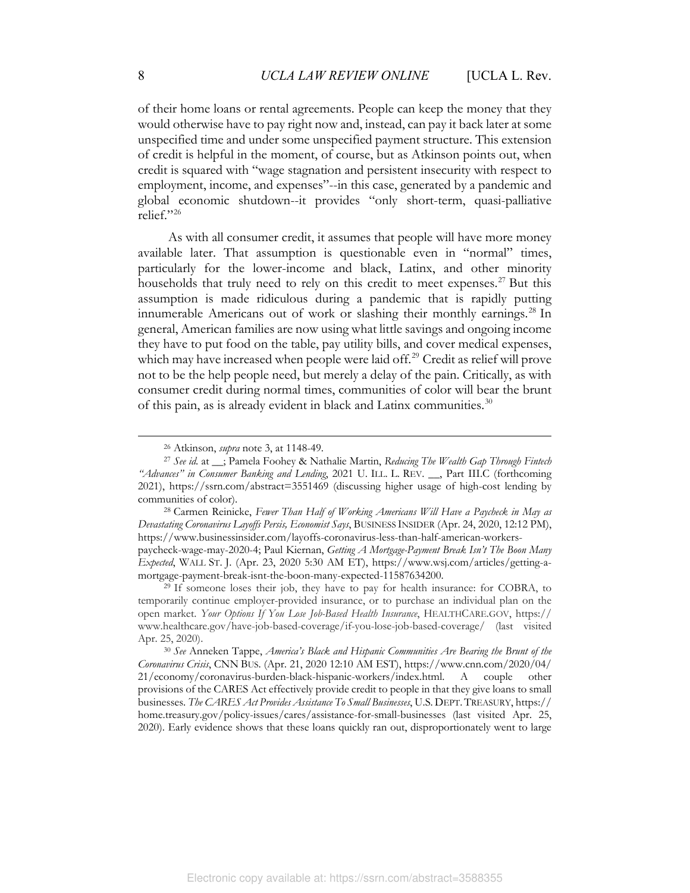of their home loans or rental agreements. People can keep the money that they would otherwise have to pay right now and, instead, can pay it back later at some unspecified time and under some unspecified payment structure. This extension of credit is helpful in the moment, of course, but as Atkinson points out, when credit is squared with "wage stagnation and persistent insecurity with respect to employment, income, and expenses"--in this case, generated by a pandemic and global economic shutdown--it provides "only short-term, quasi-palliative relief."[26]

As with all consumer credit, it assumes that people will have more money available later. That assumption is questionable even in "normal" times, particularly for the lower-income and black, Latinx, and other minority households that truly need to rely on this credit to meet expenses.[27] But this assumption is made ridiculous during a pandemic that is rapidly putting innumerable Americans out of work or slashing their monthly earnings.[28] In general, American families are now using what little savings and ongoing income they have to put food on the table, pay utility bills, and cover medical expenses, which may have increased when people were laid off.[29] Credit as relief will prove not to be the help people need, but merely a delay of the pain. Critically, as with consumer credit during normal times, communities of color will bear the brunt of this pain, as is already evident in black and Latinx communities.[30]

---

[26] Atkinson, *supra* note 3, at 1148-49.

[27] *See id.* at __; Pamela Foohey & Nathalie Martin, *Reducing The Wealth Gap Through Fintech "Advances" in Consumer Banking and Lending*, 2021 U. ILL. L. REV. __, Part III.C (forthcoming 2021), https://ssrn.com/abstract=3551469 (discussing higher usage of high-cost lending by communities of color).

[28] Carmen Reinicke, *Fewer Than Half of Working Americans Will Have a Paycheck in May as Devastating Coronavirus Layoffs Persis, Economist Says*, BUSINESS INSIDER (Apr. 24, 2020, 12:12 PM), https://www.businessinsider.com/layoffs-coronavirus-less-than-half-american-workers-paycheck-wage-may-2020-4; Paul Kiernan, *Getting A Mortgage-Payment Break Isn't The Boon Many Expected*, WALL ST. J. (Apr. 23, 2020 5:30 AM ET), https://www.wsj.com/articles/getting-a-mortgage-payment-break-isnt-the-boon-many-expected-11587634200.

[29] If someone loses their job, they have to pay for health insurance: for COBRA, to temporarily continue employer-provided insurance, or to purchase an individual plan on the open market. *Your Options If You Lose Job-Based Health Insurance*, HEALTHCARE.GOV, https://www.healthcare.gov/have-job-based-coverage/if-you-lose-job-based-coverage/ (last visited Apr. 25, 2020).

[30] *See* Anneken Tappe, *America's Black and Hispanic Communities Are Bearing the Brunt of the Coronavirus Crisis*, CNN BUS. (Apr. 21, 2020 12:10 AM EST), https://www.cnn.com/2020/04/21/economy/coronavirus-burden-black-hispanic-workers/index.html. A couple other provisions of the CARES Act effectively provide credit to people in that they give loans to small businesses. *The CARES Act Provides Assistance To Small Businesses*, U.S. DEPT. TREASURY, https://home.treasury.gov/policy-issues/cares/assistance-for-small-businesses (last visited Apr. 25, 2020). Early evidence shows that these loans quickly ran out, disproportionately went to large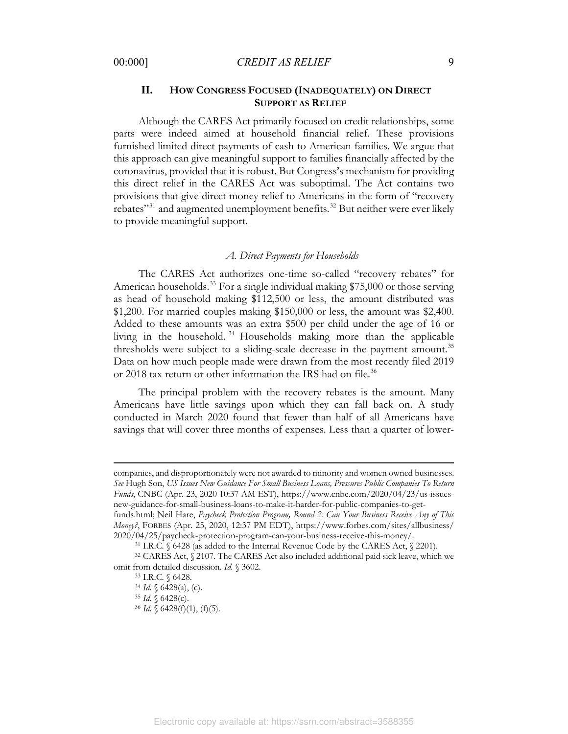## II. HOW CONGRESS FOCUSED (INADEQUATELY) ON DIRECT SUPPORT AS RELIEF

Although the CARES Act primarily focused on credit relationships, some parts were indeed aimed at household financial relief. These provisions furnished limited direct payments of cash to American families. We argue that this approach can give meaningful support to families financially affected by the coronavirus, provided that it is robust. But Congress's mechanism for providing this direct relief in the CARES Act was suboptimal. The Act contains two provisions that give direct money relief to Americans in the form of "recovery rebates"[31] and augmented unemployment benefits.[32] But neither were ever likely to provide meaningful support.

### *A. Direct Payments for Households*

The CARES Act authorizes one-time so-called "recovery rebates" for American households.[33] For a single individual making $75,000 or those serving as head of household making $112,500 or less, the amount distributed was $1,200. For married couples making $150,000 or less, the amount was $2,400. Added to these amounts was an extra $500 per child under the age of 16 or living in the household.[34] Households making more than the applicable thresholds were subject to a sliding-scale decrease in the payment amount.[35] Data on how much people made were drawn from the most recently filed 2019 or 2018 tax return or other information the IRS had on file.[36]

The principal problem with the recovery rebates is the amount. Many Americans have little savings upon which they can fall back on. A study conducted in March 2020 found that fewer than half of all Americans have savings that will cover three months of expenses. Less than a quarter of lower-

---

companies, and disproportionately were not awarded to minority and women owned businesses. *See* Hugh Son, *US Issues New Guidance For Small Business Loans, Pressures Public Companies To Return Funds*, CNBC (Apr. 23, 2020 10:37 AM EST), https://www.cnbc.com/2020/04/23/us-issues-new-guidance-for-small-business-loans-to-make-it-harder-for-public-companies-to-get-funds.html; Neil Hare, *Paycheck Protection Program, Round 2: Can Your Business Receive Any of This Money?*, FORBES (Apr. 25, 2020, 12:37 PM EDT), https://www.forbes.com/sites/allbusiness/2020/04/25/paycheck-protection-program-can-your-business-receive-this-money/.

[31] I.R.C. § 6428 (as added to the Internal Revenue Code by the CARES Act, § 2201).

[32] CARES Act, § 2107. The CARES Act also included additional paid sick leave, which we omit from detailed discussion. *Id.* § 3602.

[33] I.R.C. § 6428.

[34] *Id.* § 6428(a), (c).

[35] *Id.* § 6428(c).

[36] *Id.* § 6428(f)(1), (f)(5).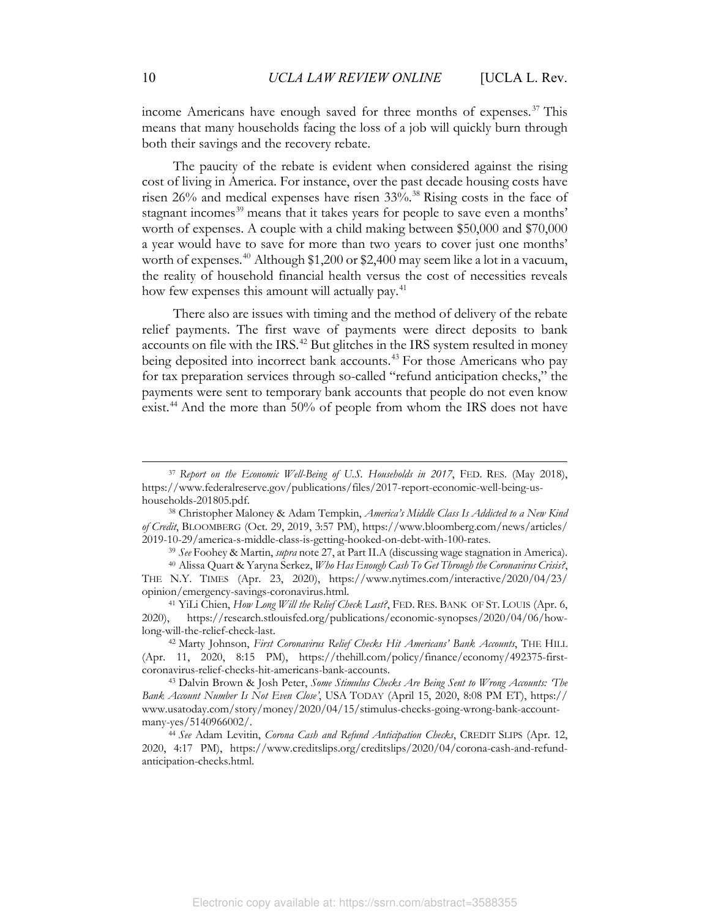income Americans have enough saved for three months of expenses.[37] This means that many households facing the loss of a job will quickly burn through both their savings and the recovery rebate.

The paucity of the rebate is evident when considered against the rising cost of living in America. For instance, over the past decade housing costs have risen 26% and medical expenses have risen 33%.[38] Rising costs in the face of stagnant incomes[39] means that it takes years for people to save even a months' worth of expenses. A couple with a child making between $50,000 and $70,000 a year would have to save for more than two years to cover just one months' worth of expenses.[40] Although $1,200 or $2,400 may seem like a lot in a vacuum, the reality of household financial health versus the cost of necessities reveals how few expenses this amount will actually pay.[41]

There also are issues with timing and the method of delivery of the rebate relief payments. The first wave of payments were direct deposits to bank accounts on file with the IRS.[42] But glitches in the IRS system resulted in money being deposited into incorrect bank accounts.[43] For those Americans who pay for tax preparation services through so-called "refund anticipation checks," the payments were sent to temporary bank accounts that people do not even know exist.[44] And the more than 50% of people from whom the IRS does not have

---

[37] *Report on the Economic Well-Being of U.S. Households in 2017*, FED. RES. (May 2018), https://www.federalreserve.gov/publications/files/2017-report-economic-well-being-us-households-201805.pdf.

[38] Christopher Maloney & Adam Tempkin, *America's Middle Class Is Addicted to a New Kind of Credit*, BLOOMBERG (Oct. 29, 2019, 3:57 PM), https://www.bloomberg.com/news/articles/2019-10-29/america-s-middle-class-is-getting-hooked-on-debt-with-100-rates.

[39] *See* Foohey & Martin, *supra* note 27, at Part II.A (discussing wage stagnation in America).

[40] Alissa Quart & Yaryna Serkez, *Who Has Enough Cash To Get Through the Coronavirus Crisis?*, THE N.Y. TIMES (Apr. 23, 2020), https://www.nytimes.com/interactive/2020/04/23/opinion/emergency-savings-coronavirus.html.

[41] YiLi Chien, *How Long Will the Relief Check Last?*, FED. RES. BANK OF ST. LOUIS (Apr. 6, 2020), https://research.stlouisfed.org/publications/economic-synopses/2020/04/06/how-long-will-the-relief-check-last.

[42] Marty Johnson, *First Coronavirus Relief Checks Hit Americans' Bank Accounts*, THE HILL (Apr. 11, 2020, 8:15 PM), https://thehill.com/policy/finance/economy/492375-first-coronavirus-relief-checks-hit-americans-bank-accounts.

[43] Dalvin Brown & Josh Peter, *Some Stimulus Checks Are Being Sent to Wrong Accounts: 'The Bank Account Number Is Not Even Close'*, USA TODAY (April 15, 2020, 8:08 PM ET), https://www.usatoday.com/story/money/2020/04/15/stimulus-checks-going-wrong-bank-account-many-yes/5140966002/.

[44] *See* Adam Levitin, *Corona Cash and Refund Anticipation Checks*, CREDIT SLIPS (Apr. 12, 2020, 4:17 PM), https://www.creditslips.org/creditslips/2020/04/corona-cash-and-refund-anticipation-checks.html.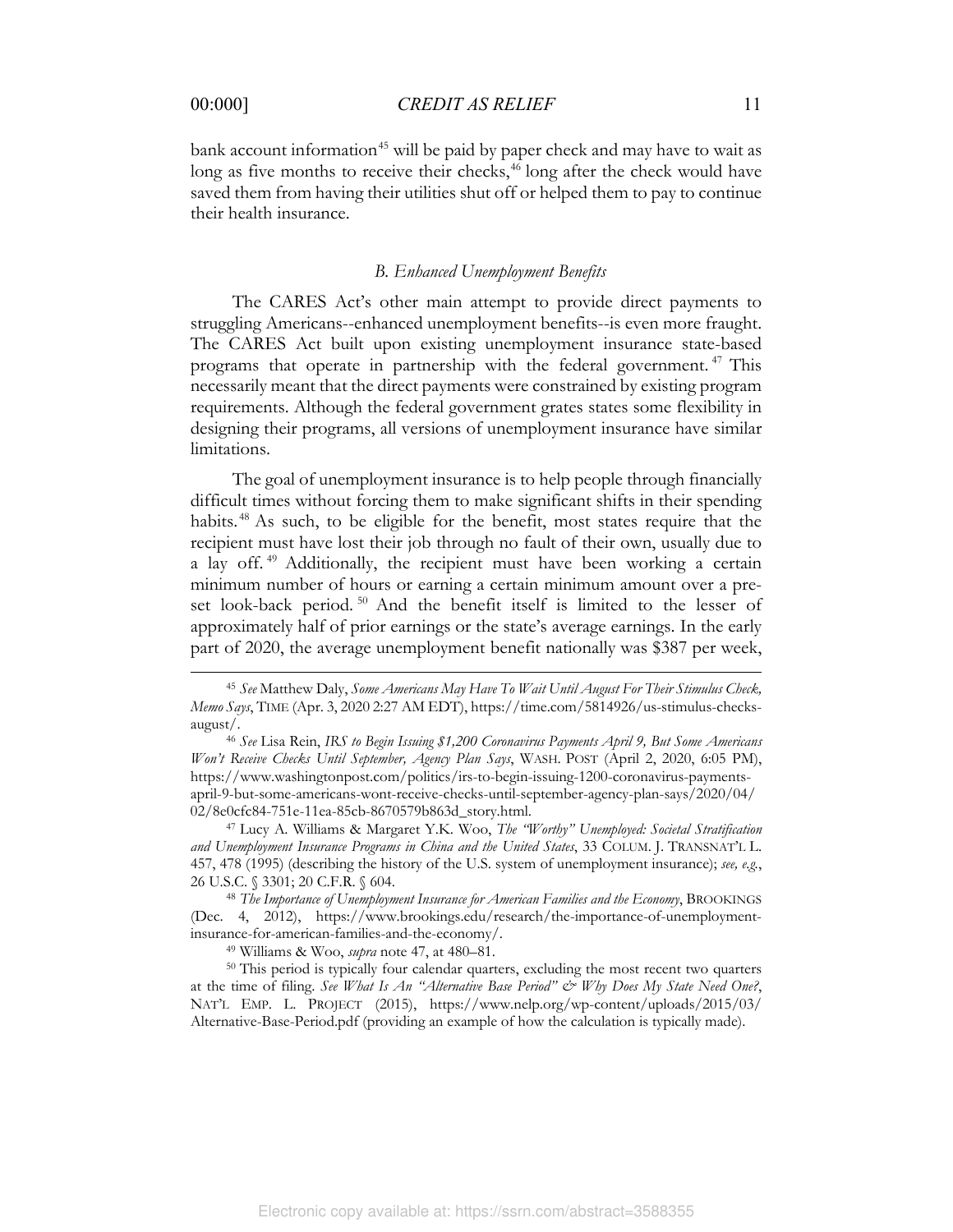bank account information[45] will be paid by paper check and may have to wait as long as five months to receive their checks,[46] long after the check would have saved them from having their utilities shut off or helped them to pay to continue their health insurance.

### *B. Enhanced Unemployment Benefits*

The CARES Act's other main attempt to provide direct payments to struggling Americans--enhanced unemployment benefits--is even more fraught. The CARES Act built upon existing unemployment insurance state-based programs that operate in partnership with the federal government.[47] This necessarily meant that the direct payments were constrained by existing program requirements. Although the federal government grates states some flexibility in designing their programs, all versions of unemployment insurance have similar limitations.

The goal of unemployment insurance is to help people through financially difficult times without forcing them to make significant shifts in their spending habits.[48] As such, to be eligible for the benefit, most states require that the recipient must have lost their job through no fault of their own, usually due to a lay off.[49] Additionally, the recipient must have been working a certain minimum number of hours or earning a certain minimum amount over a pre-set look-back period.[50] And the benefit itself is limited to the lesser of approximately half of prior earnings or the state's average earnings. In the early part of 2020, the average unemployment benefit nationally was $387 per week,

---

[45] *See* Matthew Daly, *Some Americans May Have To Wait Until August For Their Stimulus Check, Memo Says*, TIME (Apr. 3, 2020 2:27 AM EDT), https://time.com/5814926/us-stimulus-checks-august/.

[46] *See* Lisa Rein, *IRS to Begin Issuing $1,200 Coronavirus Payments April 9, But Some Americans Won't Receive Checks Until September, Agency Plan Says*, WASH. POST (April 2, 2020, 6:05 PM), https://www.washingtonpost.com/politics/irs-to-begin-issuing-1200-coronavirus-payments-april-9-but-some-americans-wont-receive-checks-until-september-agency-plan-says/2020/04/02/8e0cfc84-751e-11ea-85cb-8670579b863d_story.html.

[47] Lucy A. Williams & Margaret Y.K. Woo, *The "Worthy" Unemployed: Societal Stratification and Unemployment Insurance Programs in China and the United States*, 33 COLUM. J. TRANSNAT'L L. 457, 478 (1995) (describing the history of the U.S. system of unemployment insurance); *see, e.g.*, 26 U.S.C. § 3301; 20 C.F.R. § 604.

[48] *The Importance of Unemployment Insurance for American Families and the Economy*, BROOKINGS (Dec. 4, 2012), https://www.brookings.edu/research/the-importance-of-unemployment-insurance-for-american-families-and-the-economy/.

[49] Williams & Woo, *supra* note 47, at 480–81.

[50] This period is typically four calendar quarters, excluding the most recent two quarters at the time of filing. *See What Is An "Alternative Base Period" & Why Does My State Need One?*, NAT'L EMP. L. PROJECT (2015), https://www.nelp.org/wp-content/uploads/2015/03/Alternative-Base-Period.pdf (providing an example of how the calculation is typically made).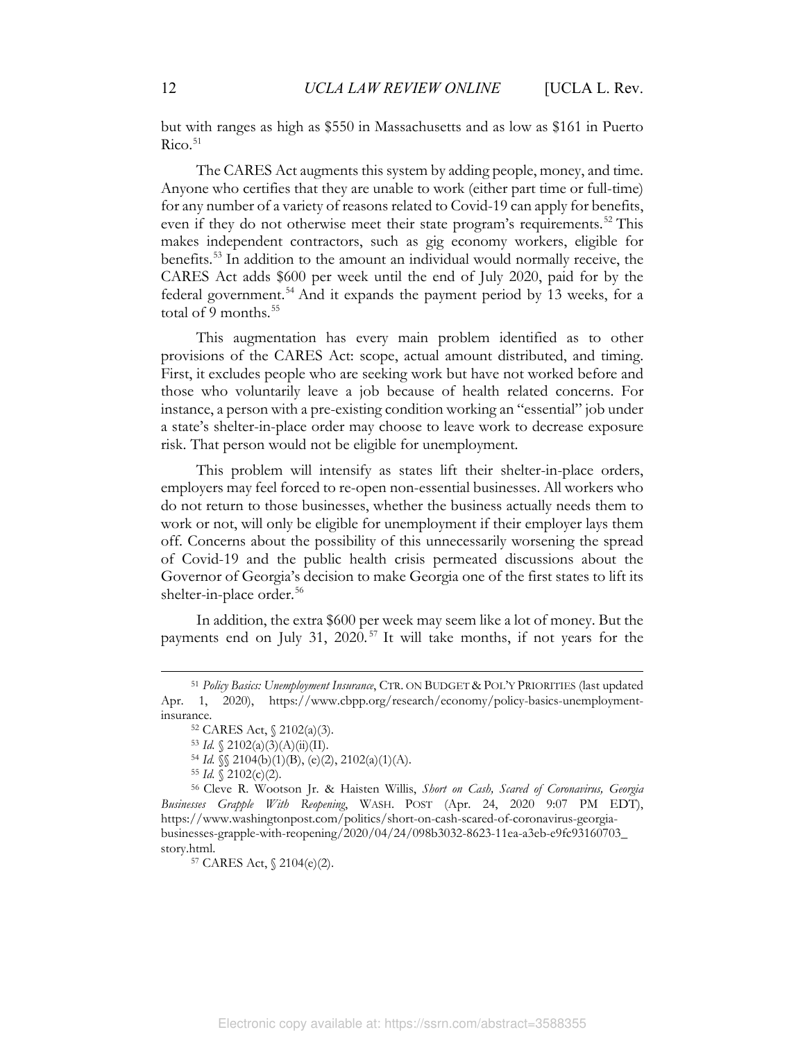but with ranges as high as $550 in Massachusetts and as low as $161 in Puerto Rico.[51]

The CARES Act augments this system by adding people, money, and time. Anyone who certifies that they are unable to work (either part time or full-time) for any number of a variety of reasons related to Covid-19 can apply for benefits, even if they do not otherwise meet their state program's requirements.[52] This makes independent contractors, such as gig economy workers, eligible for benefits.[53] In addition to the amount an individual would normally receive, the CARES Act adds $600 per week until the end of July 2020, paid for by the federal government.[54] And it expands the payment period by 13 weeks, for a total of 9 months.[55]

This augmentation has every main problem identified as to other provisions of the CARES Act: scope, actual amount distributed, and timing. First, it excludes people who are seeking work but have not worked before and those who voluntarily leave a job because of health related concerns. For instance, a person with a pre-existing condition working an "essential" job under a state's shelter-in-place order may choose to leave work to decrease exposure risk. That person would not be eligible for unemployment.

This problem will intensify as states lift their shelter-in-place orders, employers may feel forced to re-open non-essential businesses. All workers who do not return to those businesses, whether the business actually needs them to work or not, will only be eligible for unemployment if their employer lays them off. Concerns about the possibility of this unnecessarily worsening the spread of Covid-19 and the public health crisis permeated discussions about the Governor of Georgia's decision to make Georgia one of the first states to lift its shelter-in-place order.[56]

In addition, the extra $600 per week may seem like a lot of money. But the payments end on July 31, 2020.[57] It will take months, if not years for the

---

[51] *Policy Basics: Unemployment Insurance*, CTR. ON BUDGET & POL'Y PRIORITIES (last updated Apr. 1, 2020), https://www.cbpp.org/research/economy/policy-basics-unemployment-insurance.

[52] CARES Act, § 2102(a)(3).

[53] *Id.* § 2102(a)(3)(A)(ii)(II).

[54] *Id.* §§ 2104(b)(1)(B), (e)(2), 2102(a)(1)(A).

[55] *Id.* § 2102(c)(2).

[56] Cleve R. Wootson Jr. & Haisten Willis, *Short on Cash, Scared of Coronavirus, Georgia Businesses Grapple With Reopening*, WASH. POST (Apr. 24, 2020 9:07 PM EDT), https://www.washingtonpost.com/politics/short-on-cash-scared-of-coronavirus-georgia-businesses-grapple-with-reopening/2020/04/24/098b3032-8623-11ea-a3eb-e9fc93160703_story.html.

[57] CARES Act, § 2104(e)(2).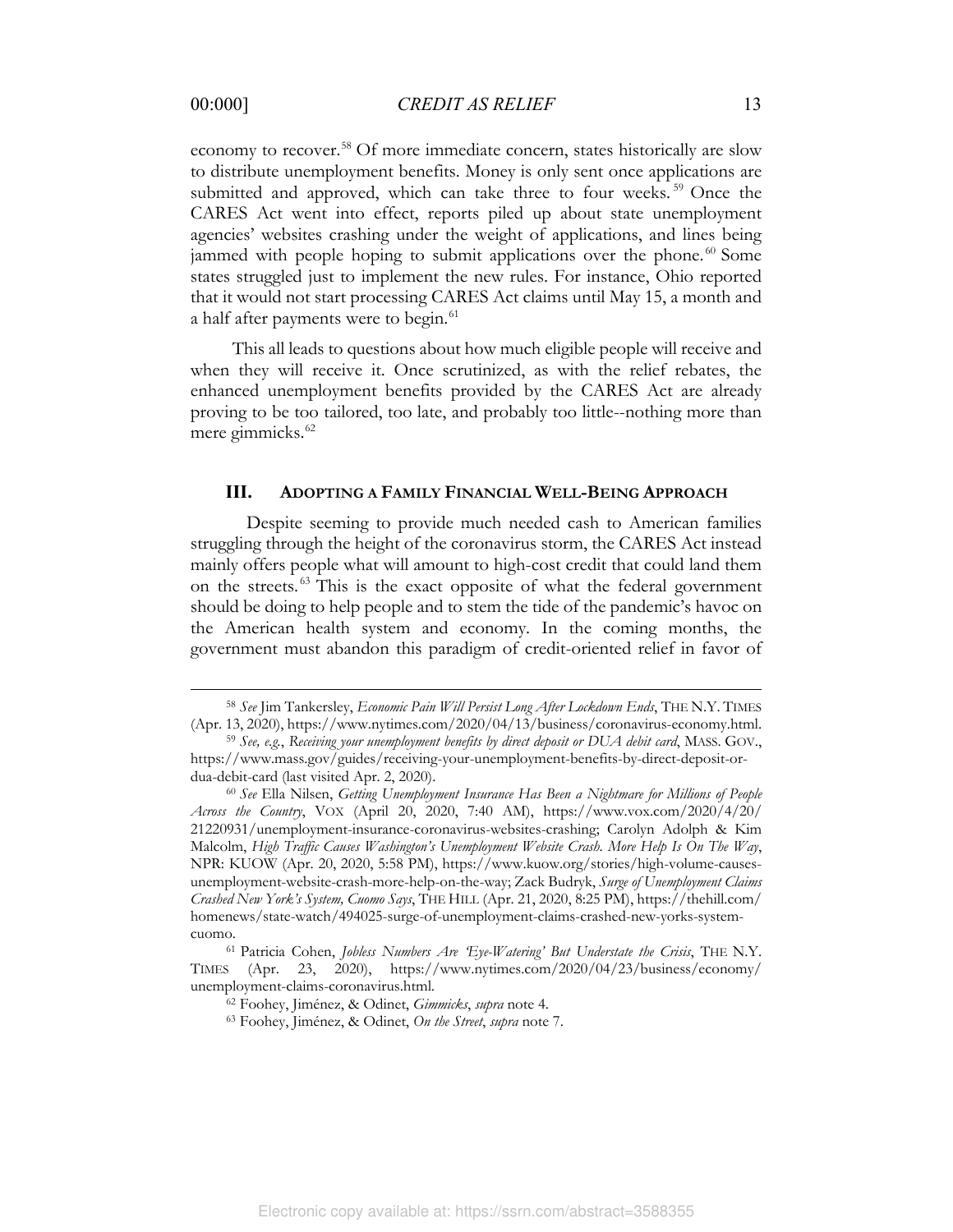economy to recover.[58] Of more immediate concern, states historically are slow to distribute unemployment benefits. Money is only sent once applications are submitted and approved, which can take three to four weeks.[59] Once the CARES Act went into effect, reports piled up about state unemployment agencies' websites crashing under the weight of applications, and lines being jammed with people hoping to submit applications over the phone.[60] Some states struggled just to implement the new rules. For instance, Ohio reported that it would not start processing CARES Act claims until May 15, a month and a half after payments were to begin.[61]

This all leads to questions about how much eligible people will receive and when they will receive it. Once scrutinized, as with the relief rebates, the enhanced unemployment benefits provided by the CARES Act are already proving to be too tailored, too late, and probably too little--nothing more than mere gimmicks.[62]

## III. ADOPTING A FAMILY FINANCIAL WELL-BEING APPROACH

Despite seeming to provide much needed cash to American families struggling through the height of the coronavirus storm, the CARES Act instead mainly offers people what will amount to high-cost credit that could land them on the streets.[63] This is the exact opposite of what the federal government should be doing to help people and to stem the tide of the pandemic's havoc on the American health system and economy. In the coming months, the government must abandon this paradigm of credit-oriented relief in favor of

---

[58] *See* Jim Tankersley, *Economic Pain Will Persist Long After Lockdown Ends*, THE N.Y. TIMES (Apr. 13, 2020), https://www.nytimes.com/2020/04/13/business/coronavirus-economy.html.

[59] *See, e.g.*, *Receiving your unemployment benefits by direct deposit or DUA debit card*, MASS. GOV., https://www.mass.gov/guides/receiving-your-unemployment-benefits-by-direct-deposit-or-dua-debit-card (last visited Apr. 2, 2020).

[60] *See* Ella Nilsen, *Getting Unemployment Insurance Has Been a Nightmare for Millions of People Across the Country*, VOX (April 20, 2020, 7:40 AM), https://www.vox.com/2020/4/20/21220931/unemployment-insurance-coronavirus-websites-crashing; Carolyn Adolph & Kim Malcolm, *High Traffic Causes Washington's Unemployment Website Crash. More Help Is On The Way*, NPR: KUOW (Apr. 20, 2020, 5:58 PM), https://www.kuow.org/stories/high-volume-causes-unemployment-website-crash-more-help-on-the-way; Zack Budryk, *Surge of Unemployment Claims Crashed New York's System, Cuomo Says*, THE HILL (Apr. 21, 2020, 8:25 PM), https://thehill.com/homenews/state-watch/494025-surge-of-unemployment-claims-crashed-new-yorks-system-cuomo.

[61] Patricia Cohen, *Jobless Numbers Are 'Eye-Watering' But Understate the Crisis*, THE N.Y. TIMES (Apr. 23, 2020), https://www.nytimes.com/2020/04/23/business/economy/unemployment-claims-coronavirus.html.

[62] Foohey, Jiménez, & Odinet, *Gimmicks*, *supra* note 4.

[63] Foohey, Jiménez, & Odinet, *On the Street*, *supra* note 7.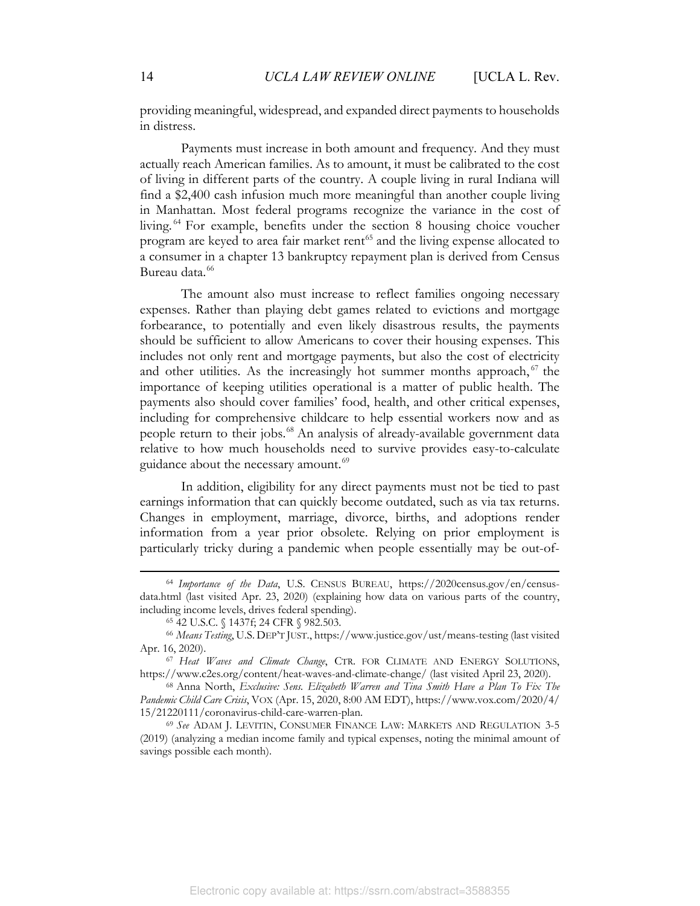providing meaningful, widespread, and expanded direct payments to households in distress.

Payments must increase in both amount and frequency. And they must actually reach American families. As to amount, it must be calibrated to the cost of living in different parts of the country. A couple living in rural Indiana will find a $2,400 cash infusion much more meaningful than another couple living in Manhattan. Most federal programs recognize the variance in the cost of living.[64] For example, benefits under the section 8 housing choice voucher program are keyed to area fair market rent[65] and the living expense allocated to a consumer in a chapter 13 bankruptcy repayment plan is derived from Census Bureau data.[66]

The amount also must increase to reflect families ongoing necessary expenses. Rather than playing debt games related to evictions and mortgage forbearance, to potentially and even likely disastrous results, the payments should be sufficient to allow Americans to cover their housing expenses. This includes not only rent and mortgage payments, but also the cost of electricity and other utilities. As the increasingly hot summer months approach,[67] the importance of keeping utilities operational is a matter of public health. The payments also should cover families' food, health, and other critical expenses, including for comprehensive childcare to help essential workers now and as people return to their jobs.[68] An analysis of already-available government data relative to how much households need to survive provides easy-to-calculate guidance about the necessary amount.[69]

In addition, eligibility for any direct payments must not be tied to past earnings information that can quickly become outdated, such as via tax returns. Changes in employment, marriage, divorce, births, and adoptions render information from a year prior obsolete. Relying on prior employment is particularly tricky during a pandemic when people essentially may be out-of-

---

[64] *Importance of the Data*, U.S. CENSUS BUREAU, https://2020census.gov/en/census-data.html (last visited Apr. 23, 2020) (explaining how data on various parts of the country, including income levels, drives federal spending).

[65] 42 U.S.C. § 1437f; 24 CFR § 982.503.

[66] *Means Testing*, U.S. DEP'T JUST., https://www.justice.gov/ust/means-testing (last visited Apr. 16, 2020).

[67] *Heat Waves and Climate Change*, CTR. FOR CLIMATE AND ENERGY SOLUTIONS, https://www.c2es.org/content/heat-waves-and-climate-change/ (last visited April 23, 2020).

[68] Anna North, *Exclusive: Sens. Elizabeth Warren and Tina Smith Have a Plan To Fix The Pandemic Child Care Crisis*, VOX (Apr. 15, 2020, 8:00 AM EDT), https://www.vox.com/2020/4/15/21220111/coronavirus-child-care-warren-plan.

[69] *See* ADAM J. LEVITIN, CONSUMER FINANCE LAW: MARKETS AND REGULATION 3-5 (2019) (analyzing a median income family and typical expenses, noting the minimal amount of savings possible each month).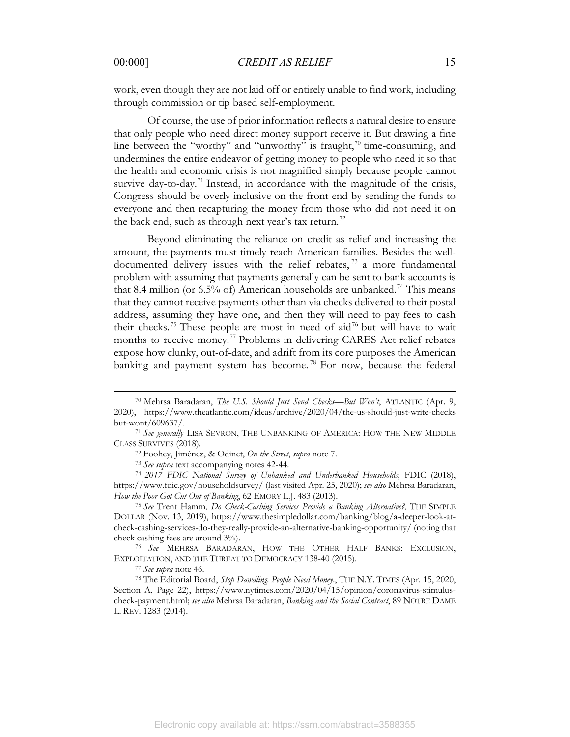work, even though they are not laid off or entirely unable to find work, including through commission or tip based self-employment.

Of course, the use of prior information reflects a natural desire to ensure that only people who need direct money support receive it. But drawing a fine line between the "worthy" and "unworthy" is fraught,[70] time-consuming, and undermines the entire endeavor of getting money to people who need it so that the health and economic crisis is not magnified simply because people cannot survive day-to-day.[71] Instead, in accordance with the magnitude of the crisis, Congress should be overly inclusive on the front end by sending the funds to everyone and then recapturing the money from those who did not need it on the back end, such as through next year's tax return.[72]

Beyond eliminating the reliance on credit as relief and increasing the amount, the payments must timely reach American families. Besides the well-documented delivery issues with the relief rebates,[73] a more fundamental problem with assuming that payments generally can be sent to bank accounts is that 8.4 million (or 6.5% of) American households are unbanked.[74] This means that they cannot receive payments other than via checks delivered to their postal address, assuming they have one, and then they will need to pay fees to cash their checks.[75] These people are most in need of aid[76] but will have to wait months to receive money.[77] Problems in delivering CARES Act relief rebates expose how clunky, out-of-date, and adrift from its core purposes the American banking and payment system has become.[78] For now, because the federal

---

[70] Mehrsa Baradaran, *The U.S. Should Just Send Checks—But Won't*, ATLANTIC (Apr. 9, 2020), https://www.theatlantic.com/ideas/archive/2020/04/the-us-should-just-write-checks but-wont/609637/.

[71] *See generally* LISA SEVRON, THE UNBANKING OF AMERICA: HOW THE NEW MIDDLE CLASS SURVIVES (2018).

[72] Foohey, Jiménez, & Odinet, *On the Street*, *supra* note 7.

[73] *See supra* text accompanying notes 42-44.

[74] *2017 FDIC National Survey of Unbanked and Underbanked Households*, FDIC (2018), https://www.fdic.gov/householdsurvey/ (last visited Apr. 25, 2020); *see also* Mehrsa Baradaran, *How the Poor Got Cut Out of Banking*, 62 EMORY L.J. 483 (2013).

[75] *See* Trent Hamm, *Do Check-Cashing Services Provide a Banking Alternative?*, THE SIMPLE DOLLAR (Nov. 13, 2019), https://www.thesimpledollar.com/banking/blog/a-deeper-look-at-check-cashing-services-do-they-really-provide-an-alternative-banking-opportunity/ (noting that check cashing fees are around 3%).

[76] *See* MEHRSA BARADARAN, HOW THE OTHER HALF BANKS: EXCLUSION, EXPLOITATION, AND THE THREAT TO DEMOCRACY 138-40 (2015).

[77] *See supra* note 46.

[78] The Editorial Board, *Stop Dawdling. People Need Money.*, THE N.Y. TIMES (Apr. 15, 2020, Section A, Page 22), https://www.nytimes.com/2020/04/15/opinion/coronavirus-stimulus-check-payment.html; *see also* Mehrsa Baradaran, *Banking and the Social Contract*, 89 NOTRE DAME L. REV. 1283 (2014).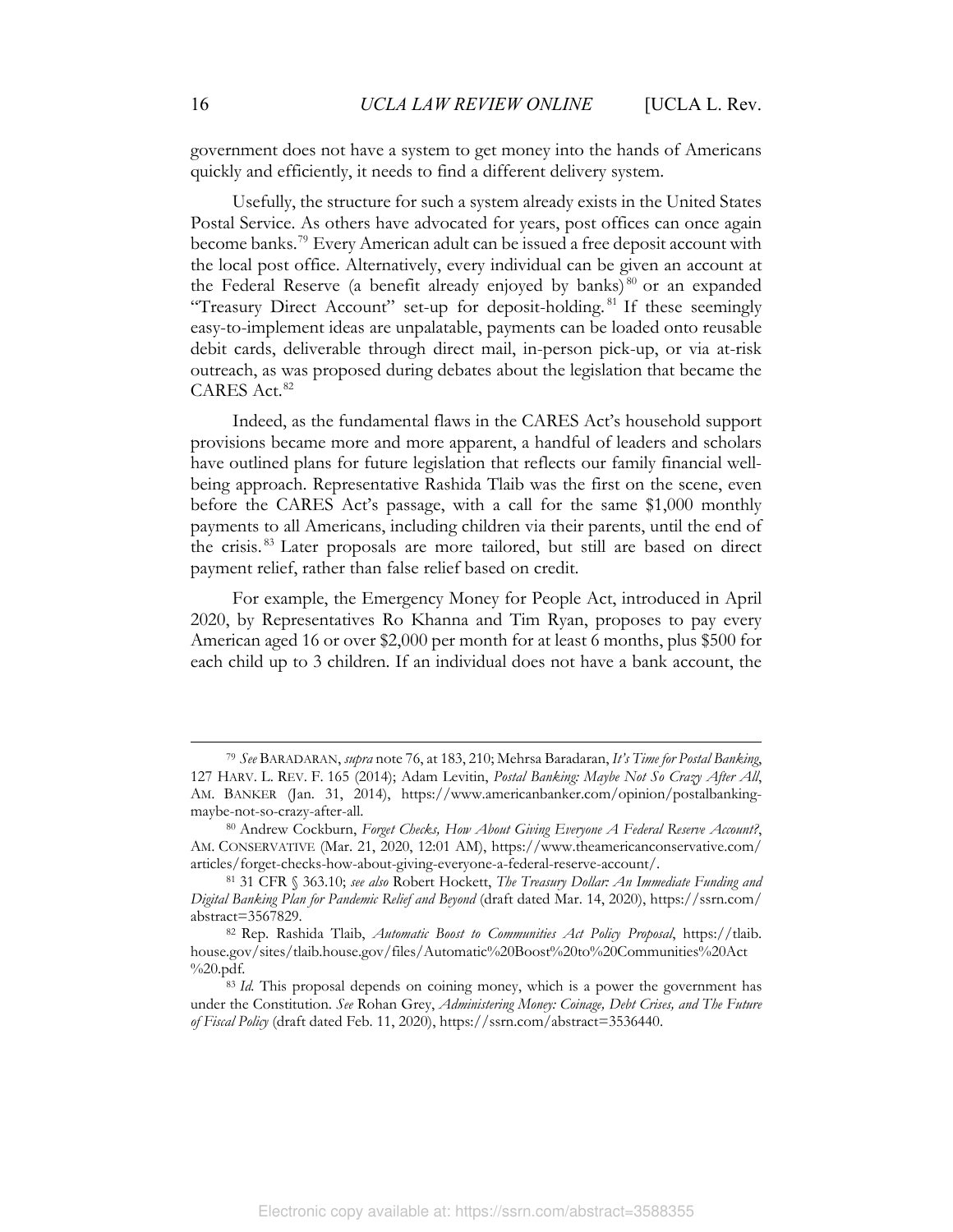government does not have a system to get money into the hands of Americans quickly and efficiently, it needs to find a different delivery system.

Usefully, the structure for such a system already exists in the United States Postal Service. As others have advocated for years, post offices can once again become banks.[79] Every American adult can be issued a free deposit account with the local post office. Alternatively, every individual can be given an account at the Federal Reserve (a benefit already enjoyed by banks)[80] or an expanded "Treasury Direct Account" set-up for deposit-holding.[81] If these seemingly easy-to-implement ideas are unpalatable, payments can be loaded onto reusable debit cards, deliverable through direct mail, in-person pick-up, or via at-risk outreach, as was proposed during debates about the legislation that became the CARES Act.[82]

Indeed, as the fundamental flaws in the CARES Act's household support provisions became more and more apparent, a handful of leaders and scholars have outlined plans for future legislation that reflects our family financial well-being approach. Representative Rashida Tlaib was the first on the scene, even before the CARES Act's passage, with a call for the same $1,000 monthly payments to all Americans, including children via their parents, until the end of the crisis.[83] Later proposals are more tailored, but still are based on direct payment relief, rather than false relief based on credit.

For example, the Emergency Money for People Act, introduced in April 2020, by Representatives Ro Khanna and Tim Ryan, proposes to pay every American aged 16 or over $2,000 per month for at least 6 months, plus $500 for each child up to 3 children. If an individual does not have a bank account, the

---

[79] *See* BARADARAN, *supra* note 76, at 183, 210; Mehrsa Baradaran, *It's Time for Postal Banking*, 127 HARV. L. REV. F. 165 (2014); Adam Levitin, *Postal Banking: Maybe Not So Crazy After All*, AM. BANKER (Jan. 31, 2014), https://www.americanbanker.com/opinion/postalbanking-maybe-not-so-crazy-after-all.

[80] Andrew Cockburn, *Forget Checks, How About Giving Everyone A Federal Reserve Account?*, AM. CONSERVATIVE (Mar. 21, 2020, 12:01 AM), https://www.theamericanconservative.com/articles/forget-checks-how-about-giving-everyone-a-federal-reserve-account/.

[81] 31 CFR § 363.10; *see also* Robert Hockett, *The Treasury Dollar: An Immediate Funding and Digital Banking Plan for Pandemic Relief and Beyond* (draft dated Mar. 14, 2020), https://ssrn.com/abstract=3567829.

[82] Rep. Rashida Tlaib, *Automatic Boost to Communities Act Policy Proposal*, https://tlaib.house.gov/sites/tlaib.house.gov/files/Automatic%20Boost%20to%20Communities%20Act%20.pdf.

[83] *Id.* This proposal depends on coining money, which is a power the government has under the Constitution. *See* Rohan Grey, *Administering Money: Coinage, Debt Crises, and The Future of Fiscal Policy* (draft dated Feb. 11, 2020), https://ssrn.com/abstract=3536440.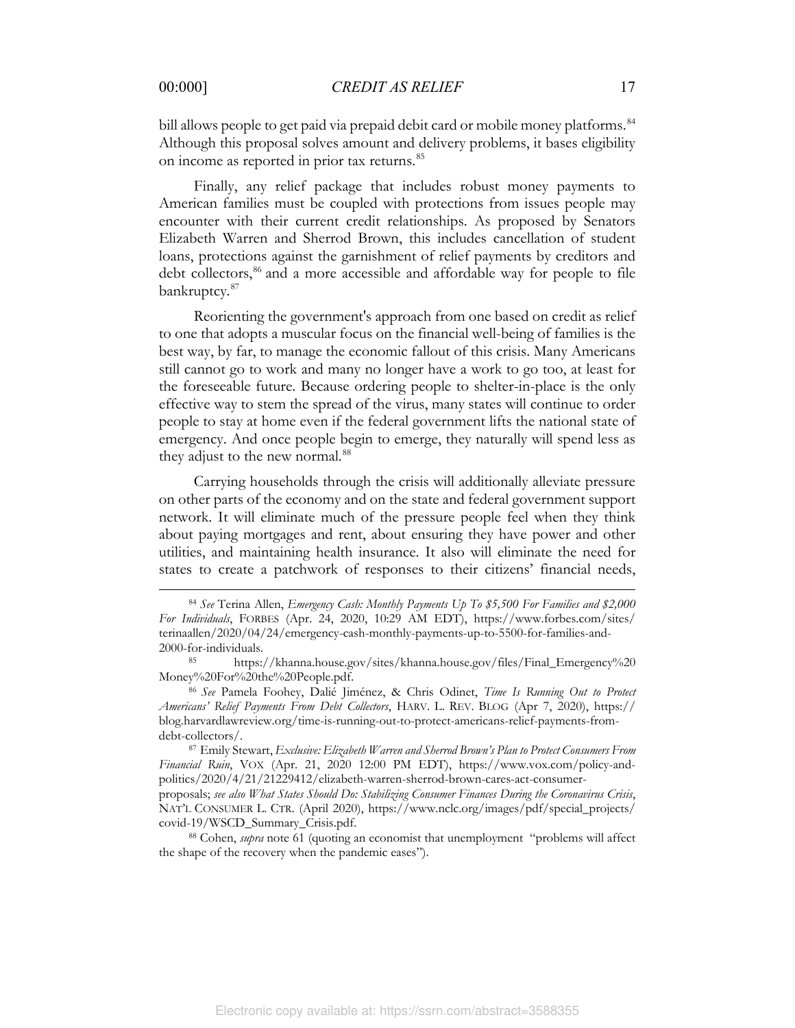bill allows people to get paid via prepaid debit card or mobile money platforms.[84] Although this proposal solves amount and delivery problems, it bases eligibility on income as reported in prior tax returns.[85]

Finally, any relief package that includes robust money payments to American families must be coupled with protections from issues people may encounter with their current credit relationships. As proposed by Senators Elizabeth Warren and Sherrod Brown, this includes cancellation of student loans, protections against the garnishment of relief payments by creditors and debt collectors,[86] and a more accessible and affordable way for people to file bankruptcy.[87]

Reorienting the government's approach from one based on credit as relief to one that adopts a muscular focus on the financial well-being of families is the best way, by far, to manage the economic fallout of this crisis. Many Americans still cannot go to work and many no longer have a work to go too, at least for the foreseeable future. Because ordering people to shelter-in-place is the only effective way to stem the spread of the virus, many states will continue to order people to stay at home even if the federal government lifts the national state of emergency. And once people begin to emerge, they naturally will spend less as they adjust to the new normal.[88]

Carrying households through the crisis will additionally alleviate pressure on other parts of the economy and on the state and federal government support network. It will eliminate much of the pressure people feel when they think about paying mortgages and rent, about ensuring they have power and other utilities, and maintaining health insurance. It also will eliminate the need for states to create a patchwork of responses to their citizens' financial needs,

---

[84] *See* Terina Allen, *Emergency Cash: Monthly Payments Up To $5,500 For Families and $2,000 For Individuals*, FORBES (Apr. 24, 2020, 10:29 AM EDT), https://www.forbes.com/sites/terinaallen/2020/04/24/emergency-cash-monthly-payments-up-to-5500-for-families-and-2000-for-individuals.

[85] https://khanna.house.gov/sites/khanna.house.gov/files/Final_Emergency%20Money%20For%20the%20People.pdf.

[86] *See* Pamela Foohey, Dalié Jiménez, & Chris Odinet, *Time Is Running Out to Protect Americans' Relief Payments From Debt Collectors*, HARV. L. REV. BLOG (Apr 7, 2020), https://blog.harvardlawreview.org/time-is-running-out-to-protect-americans-relief-payments-from-debt-collectors/.

[87] Emily Stewart, *Exclusive: Elizabeth Warren and Sherrod Brown's Plan to Protect Consumers From Financial Ruin*, VOX (Apr. 21, 2020 12:00 PM EDT), https://www.vox.com/policy-and-politics/2020/4/21/21229412/elizabeth-warren-sherrod-brown-cares-act-consumer-proposals; *see also What States Should Do: Stabilizing Consumer Finances During the Coronavirus Crisis*, NAT'L CONSUMER L. CTR. (April 2020), https://www.nclc.org/images/pdf/special_projects/covid-19/WSCD_Summary_Crisis.pdf.

[88] Cohen, *supra* note 61 (quoting an economist that unemployment "problems will affect the shape of the recovery when the pandemic eases").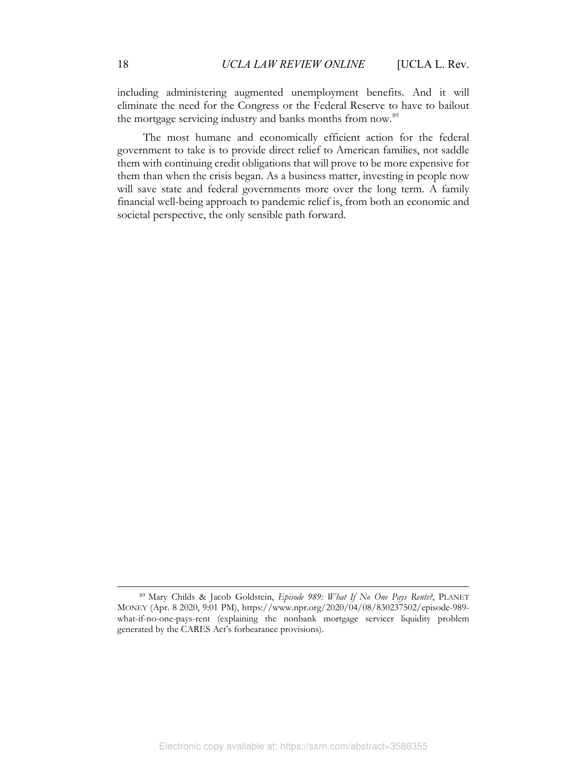including administering augmented unemployment benefits. And it will eliminate the need for the Congress or the Federal Reserve to have to bailout the mortgage servicing industry and banks months from now.[89]

The most humane and economically efficient action for the federal government to take is to provide direct relief to American families, not saddle them with continuing credit obligations that will prove to be more expensive for them than when the crisis began. As a business matter, investing in people now will save state and federal governments more over the long term. A family financial well-being approach to pandemic relief is, from both an economic and societal perspective, the only sensible path forward.

---

[89] Mary Childs & Jacob Goldstein, *Episode 989: What If No One Pays Rents?*, PLANET MONEY (Apr. 8 2020, 9:01 PM), https://www.npr.org/2020/04/08/830237502/episode-989-what-if-no-one-pays-rent (explaining the nonbank mortgage servicer liquidity problem generated by the CARES Act's forbearance provisions).